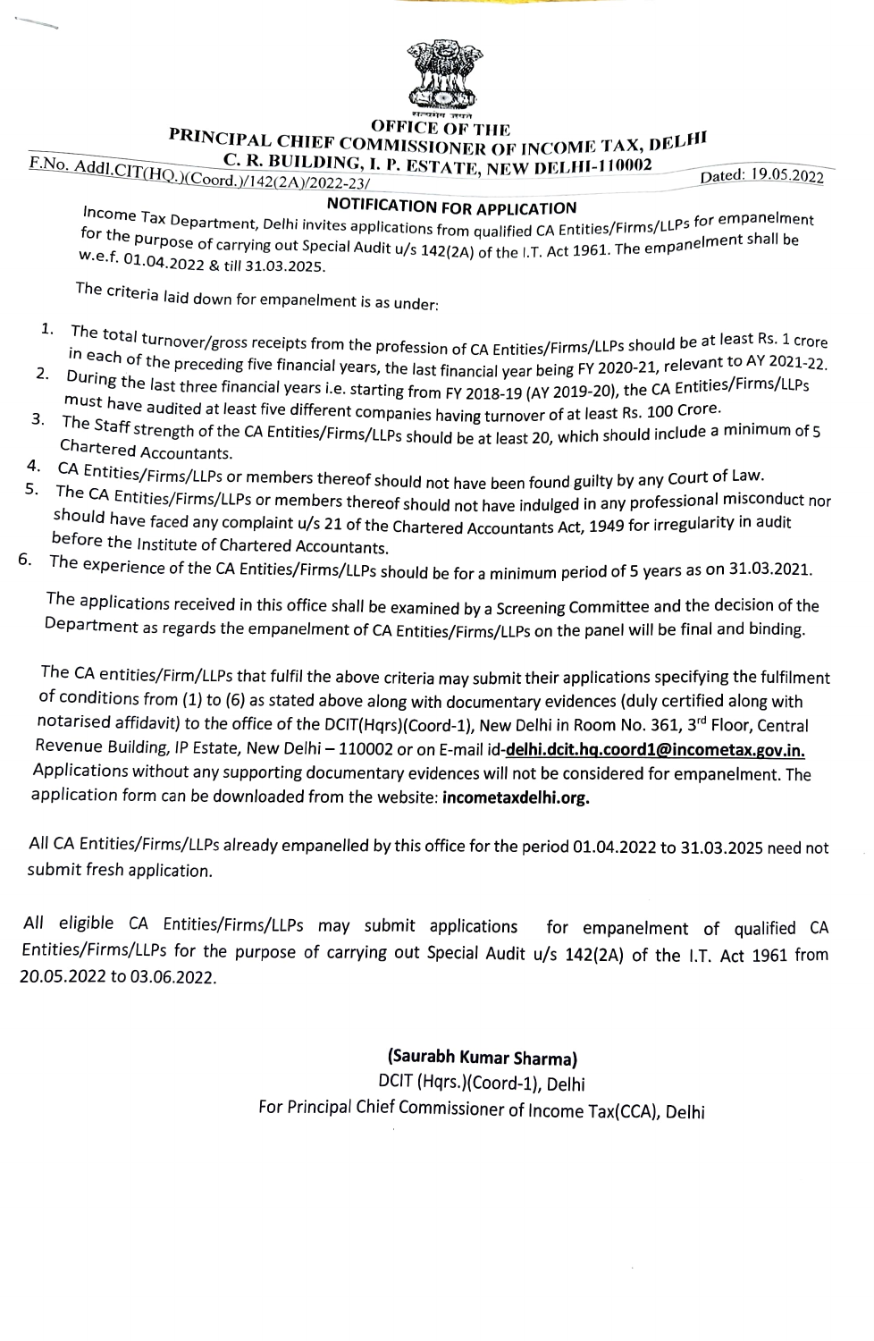**OFFICE OF THE**
**PRINCIPAL CHIEF COMMISSIONER OF INCOME TAX, DELHI**
**C. R. BUILDING, I. P. ESTATE, NEW DELHI-110002**

F.No. Addl.CIT(HQ.)(Coord.)/142(2A)/2022-23/ Dated: 19.05.2022

## NOTIFICATION FOR APPLICATION

Income Tax Department, Delhi invites applications from qualified CA Entities/Firms/LLPs for empanelment for the purpose of carrying out Special Audit u/s 142(2A) of the I.T. Act 1961. The empanelment shall be w.e.f. 01.04.2022 & till 31.03.2025.

The criteria laid down for empanelment is as under:

1. The total turnover/gross receipts from the profession of CA Entities/Firms/LLPs should be at least Rs. 1 crore in each of the preceding five financial years, the last financial year being FY 2020-21, relevant to AY 2021-22.
2. During the last three financial years i.e. starting from FY 2018-19 (AY 2019-20), the CA Entities/Firms/LLPs must have audited at least five different companies having turnover of at least Rs. 100 Crore.
3. The Staff strength of the CA Entities/Firms/LLPs should be at least 20, which should include a minimum of 5 Chartered Accountants.
4. CA Entities/Firms/LLPs or members thereof should not have been found guilty by any Court of Law.
5. The CA Entities/Firms/LLPs or members thereof should not have indulged in any professional misconduct nor should have faced any complaint u/s 21 of the Chartered Accountants Act, 1949 for irregularity in audit before the Institute of Chartered Accountants.
6. The experience of the CA Entities/Firms/LLPs should be for a minimum period of 5 years as on 31.03.2021.

The applications received in this office shall be examined by a Screening Committee and the decision of the Department as regards the empanelment of CA Entities/Firms/LLPs on the panel will be final and binding.

The CA entities/Firm/LLPs that fulfil the above criteria may submit their applications specifying the fulfilment of conditions from (1) to (6) as stated above along with documentary evidences (duly certified along with notarised affidavit) to the office of the DCIT(Hqrs)(Coord-1), New Delhi in Room No. 361, 3rd Floor, Central Revenue Building, IP Estate, New Delhi – 110002 or on E-mail id-**delhi.dcit.hq.coord1@incometax.gov.in.** Applications without any supporting documentary evidences will not be considered for empanelment. The application form can be downloaded from the website: **incometaxdelhi.org.**

All CA Entities/Firms/LLPs already empanelled by this office for the period 01.04.2022 to 31.03.2025 need not submit fresh application.

All eligible CA Entities/Firms/LLPs may submit applications for empanelment of qualified CA Entities/Firms/LLPs for the purpose of carrying out Special Audit u/s 142(2A) of the I.T. Act 1961 from 20.05.2022 to 03.06.2022.

**(Saurabh Kumar Sharma)**
DCIT (Hqrs.)(Coord-1), Delhi
For Principal Chief Commissioner of Income Tax(CCA), Delhi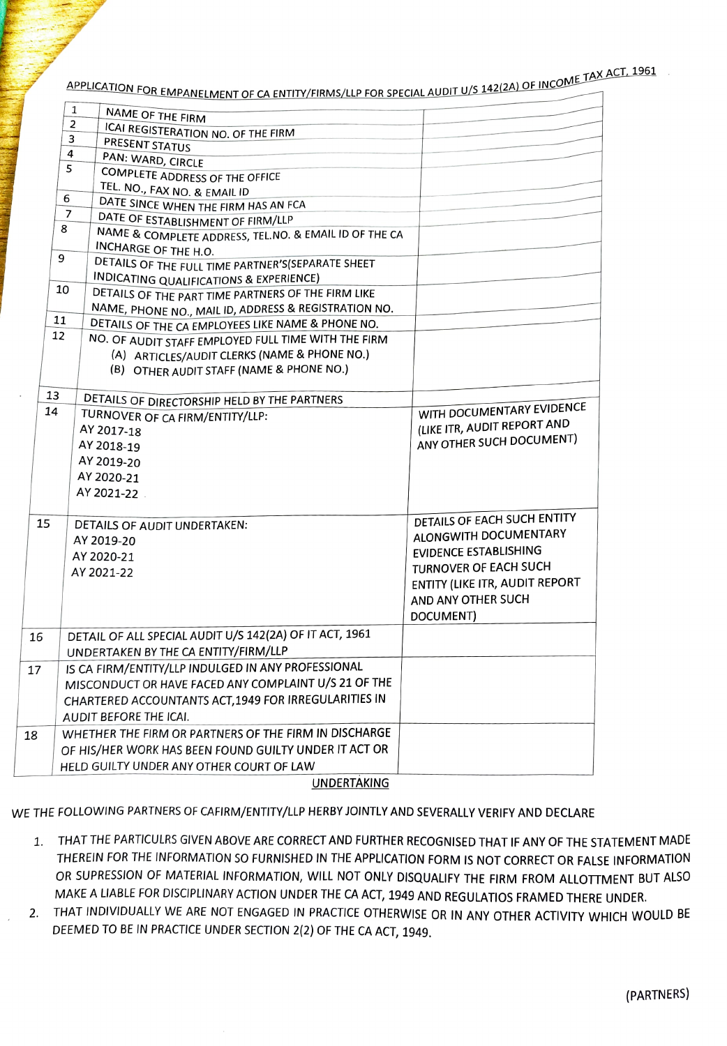## APPLICATION FOR EMPANELMENT OF CA ENTITY/FIRMS/LLP FOR SPECIAL AUDIT U/S 142(2A) OF INCOME TAX ACT, 1961

| | | |
|---|---|---|
| 1 | NAME OF THE FIRM | |
| 2 | ICAI REGISTERATION NO. OF THE FIRM | |
| 3 | PRESENT STATUS | |
| 4 | PAN: WARD, CIRCLE | |
| 5 | COMPLETE ADDRESS OF THE OFFICE TEL. NO., FAX NO. & EMAIL ID | |
| 6 | DATE SINCE WHEN THE FIRM HAS AN FCA | |
| 7 | DATE OF ESTABLISHMENT OF FIRM/LLP | |
| 8 | NAME & COMPLETE ADDRESS, TEL.NO. & EMAIL ID OF THE CA INCHARGE OF THE H.O. | |
| 9 | DETAILS OF THE FULL TIME PARTNER'S(SEPARATE SHEET INDICATING QUALIFICATIONS & EXPERIENCE) | |
| 10 | DETAILS OF THE PART TIME PARTNERS OF THE FIRM LIKE NAME, PHONE NO., MAIL ID, ADDRESS & REGISTRATION NO. | |
| 11 | DETAILS OF THE CA EMPLOYEES LIKE NAME & PHONE NO. | |
| 12 | NO. OF AUDIT STAFF EMPLOYED FULL TIME WITH THE FIRM<br>(A) ARTICLES/AUDIT CLERKS (NAME & PHONE NO.)<br>(B) OTHER AUDIT STAFF (NAME & PHONE NO.) | |
| 13 | DETAILS OF DIRECTORSHIP HELD BY THE PARTNERS | |
| 14 | TURNOVER OF CA FIRM/ENTITY/LLP:<br>AY 2017-18<br>AY 2018-19<br>AY 2019-20<br>AY 2020-21<br>AY 2021-22 | WITH DOCUMENTARY EVIDENCE (LIKE ITR, AUDIT REPORT AND ANY OTHER SUCH DOCUMENT) |
| 15 | DETAILS OF AUDIT UNDERTAKEN:<br>AY 2019-20<br>AY 2020-21<br>AY 2021-22 | DETAILS OF EACH SUCH ENTITY ALONGWITH DOCUMENTARY EVIDENCE ESTABLISHING TURNOVER OF EACH SUCH ENTITY (LIKE ITR, AUDIT REPORT AND ANY OTHER SUCH DOCUMENT) |
| 16 | DETAIL OF ALL SPECIAL AUDIT U/S 142(2A) OF IT ACT, 1961 UNDERTAKEN BY THE CA ENTITY/FIRM/LLP | |
| 17 | IS CA FIRM/ENTITY/LLP INDULGED IN ANY PROFESSIONAL MISCONDUCT OR HAVE FACED ANY COMPLAINT U/S 21 OF THE CHARTERED ACCOUNTANTS ACT,1949 FOR IRREGULARITIES IN AUDIT BEFORE THE ICAI. | |
| 18 | WHETHER THE FIRM OR PARTNERS OF THE FIRM IN DISCHARGE OF HIS/HER WORK HAS BEEN FOUND GUILTY UNDER IT ACT OR HELD GUILTY UNDER ANY OTHER COURT OF LAW | |

### UNDERTAKING

WE THE FOLLOWING PARTNERS OF CAFIRM/ENTITY/LLP HERBY JOINTLY AND SEVERALLY VERIFY AND DECLARE

1. THAT THE PARTICULRS GIVEN ABOVE ARE CORRECT AND FURTHER RECOGNISED THAT IF ANY OF THE STATEMENT MADE THEREIN FOR THE INFORMATION SO FURNISHED IN THE APPLICATION FORM IS NOT CORRECT OR FALSE INFORMATION OR SUPRESSION OF MATERIAL INFORMATION, WILL NOT ONLY DISQUALIFY THE FIRM FROM ALLOTTMENT BUT ALSO MAKE A LIABLE FOR DISCIPLINARY ACTION UNDER THE CA ACT, 1949 AND REGULATIOS FRAMED THERE UNDER.
2. THAT INDIVIDUALLY WE ARE NOT ENGAGED IN PRACTICE OTHERWISE OR IN ANY OTHER ACTIVITY WHICH WOULD BE DEEMED TO BE IN PRACTICE UNDER SECTION 2(2) OF THE CA ACT, 1949.

(PARTNERS)